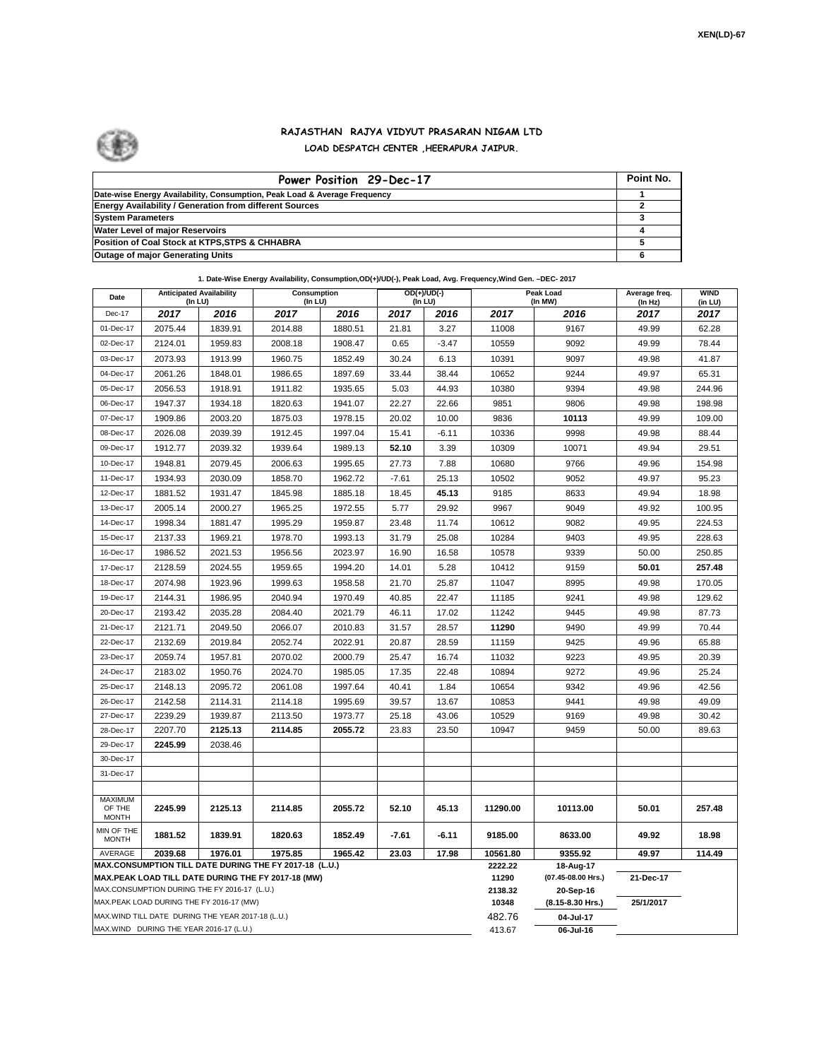XEN(LD)-67

# RAJASTHAN RAJYA VIDYUT PRASARAN NIGAM LTD

## LOAD DESPATCH CENTER ,HEERAPURA JAIPUR.

| Power Position 29-Dec-17 | Point No. |
|---|---|
| Date-wise Energy Availability, Consumption, Peak Load & Average Frequency | 1 |
| Energy Availability / Generation from different Sources | 2 |
| System Parameters | 3 |
| Water Level of major Reservoirs | 4 |
| Position of Coal Stock at KTPS,STPS & CHHABRA | 5 |
| Outage of major Generating Units | 6 |

**1. Date-Wise Energy Availability, Consumption,OD(+)/UD(-), Peak Load, Avg. Frequency,Wind Gen. –DEC- 2017**

| Date | Anticipated Availability (In LU) | | Consumption (In LU) | | OD(+)/UD(-) (In LU) | | Peak Load (In MW) | | Average freq. (In Hz) | WIND (in LU) |
|---|---|---|---|---|---|---|---|---|---|---|
| Dec-17 | 2017 | 2016 | 2017 | 2016 | 2017 | 2016 | 2017 | 2016 | 2017 | 2017 |
| 01-Dec-17 | 2075.44 | 1839.91 | 2014.88 | 1880.51 | 21.81 | 3.27 | 11008 | 9167 | 49.99 | 62.28 |
| 02-Dec-17 | 2124.01 | 1959.83 | 2008.18 | 1908.47 | 0.65 | -3.47 | 10559 | 9092 | 49.99 | 78.44 |
| 03-Dec-17 | 2073.93 | 1913.99 | 1960.75 | 1852.49 | 30.24 | 6.13 | 10391 | 9097 | 49.98 | 41.87 |
| 04-Dec-17 | 2061.26 | 1848.01 | 1986.65 | 1897.69 | 33.44 | 38.44 | 10652 | 9244 | 49.97 | 65.31 |
| 05-Dec-17 | 2056.53 | 1918.91 | 1911.82 | 1935.65 | 5.03 | 44.93 | 10380 | 9394 | 49.98 | 244.96 |
| 06-Dec-17 | 1947.37 | 1934.18 | 1820.63 | 1941.07 | 22.27 | 22.66 | 9851 | 9806 | 49.98 | 198.98 |
| 07-Dec-17 | 1909.86 | 2003.20 | 1875.03 | 1978.15 | 20.02 | 10.00 | 9836 | **10113** | 49.99 | 109.00 |
| 08-Dec-17 | 2026.08 | 2039.39 | 1912.45 | 1997.04 | 15.41 | -6.11 | 10336 | 9998 | 49.98 | 88.44 |
| 09-Dec-17 | 1912.77 | 2039.32 | 1939.64 | 1989.13 | **52.10** | 3.39 | 10309 | 10071 | 49.94 | 29.51 |
| 10-Dec-17 | 1948.81 | 2079.45 | 2006.63 | 1995.65 | 27.73 | 7.88 | 10680 | 9766 | 49.96 | 154.98 |
| 11-Dec-17 | 1934.93 | 2030.09 | 1858.70 | 1962.72 | -7.61 | 25.13 | 10502 | 9052 | 49.97 | 95.23 |
| 12-Dec-17 | 1881.52 | 1931.47 | 1845.98 | 1885.18 | 18.45 | **45.13** | 9185 | 8633 | 49.94 | 18.98 |
| 13-Dec-17 | 2005.14 | 2000.27 | 1965.25 | 1972.55 | 5.77 | 29.92 | 9967 | 9049 | 49.92 | 100.95 |
| 14-Dec-17 | 1998.34 | 1881.47 | 1995.29 | 1959.87 | 23.48 | 11.74 | 10612 | 9082 | 49.95 | 224.53 |
| 15-Dec-17 | 2137.33 | 1969.21 | 1978.70 | 1993.13 | 31.79 | 25.08 | 10284 | 9403 | 49.95 | 228.63 |
| 16-Dec-17 | 1986.52 | 2021.53 | 1956.56 | 2023.97 | 16.90 | 16.58 | 10578 | 9339 | 50.00 | 250.85 |
| 17-Dec-17 | 2128.59 | 2024.55 | 1959.65 | 1994.20 | 14.01 | 5.28 | 10412 | 9159 | **50.01** | **257.48** |
| 18-Dec-17 | 2074.98 | 1923.96 | 1999.63 | 1958.58 | 21.70 | 25.87 | 11047 | 8995 | 49.98 | 170.05 |
| 19-Dec-17 | 2144.31 | 1986.95 | 2040.94 | 1970.49 | 40.85 | 22.47 | 11185 | 9241 | 49.98 | 129.62 |
| 20-Dec-17 | 2193.42 | 2035.28 | 2084.40 | 2021.79 | 46.11 | 17.02 | 11242 | 9445 | 49.98 | 87.73 |
| 21-Dec-17 | 2121.71 | 2049.50 | 2066.07 | 2010.83 | 31.57 | 28.57 | **11290** | 9490 | 49.99 | 70.44 |
| 22-Dec-17 | 2132.69 | 2019.84 | 2052.74 | 2022.91 | 20.87 | 28.59 | 11159 | 9425 | 49.96 | 65.88 |
| 23-Dec-17 | 2059.74 | 1957.81 | 2070.02 | 2000.79 | 25.47 | 16.74 | 11032 | 9223 | 49.95 | 20.39 |
| 24-Dec-17 | 2183.02 | 1950.76 | 2024.70 | 1985.05 | 17.35 | 22.48 | 10894 | 9272 | 49.96 | 25.24 |
| 25-Dec-17 | 2148.13 | 2095.72 | 2061.08 | 1997.64 | 40.41 | 1.84 | 10654 | 9342 | 49.96 | 42.56 |
| 26-Dec-17 | 2142.58 | 2114.31 | 2114.18 | 1995.69 | 39.57 | 13.67 | 10853 | 9441 | 49.98 | 49.09 |
| 27-Dec-17 | 2239.29 | 1939.87 | 2113.50 | 1973.77 | 25.18 | 43.06 | 10529 | 9169 | 49.98 | 30.42 |
| 28-Dec-17 | 2207.70 | **2125.13** | **2114.85** | **2055.72** | 23.83 | 23.50 | 10947 | 9459 | 50.00 | 89.63 |
| 29-Dec-17 | **2245.99** | 2038.46 | | | | | | | | |
| 30-Dec-17 | | | | | | | | | | |
| 31-Dec-17 | | | | | | | | | | |
| | | | | | | | | | | |
| MAXIMUM OF THE MONTH | 2245.99 | 2125.13 | 2114.85 | 2055.72 | 52.10 | 45.13 | 11290.00 | 10113.00 | 50.01 | 257.48 |
| MIN OF THE MONTH | 1881.52 | 1839.91 | 1820.63 | 1852.49 | -7.61 | -6.11 | 9185.00 | 8633.00 | 49.92 | 18.98 |
| AVERAGE | 2039.68 | 1976.01 | 1975.85 | 1965.42 | 23.03 | 17.98 | 10561.80 | 9355.92 | 49.97 | 114.49 |
| MAX.CONSUMPTION TILL DATE DURING THE FY 2017-18 (L.U.) | | | | | | | 2222.22 | 18-Aug-17 | | |
| MAX.PEAK LOAD TILL DATE DURING THE FY 2017-18 (MW) | | | | | | | 11290 | (07.45-08.00 Hrs.) | 21-Dec-17 | |
| MAX.CONSUMPTION DURING THE FY 2016-17 (L.U.) | | | | | | | 2138.32 | 20-Sep-16 | | |
| MAX.PEAK LOAD DURING THE FY 2016-17 (MW) | | | | | | | 10348 | (8.15-8.30 Hrs.) | 25/1/2017 | |
| MAX.WIND TILL DATE DURING THE YEAR 2017-18 (L.U.) | | | | | | | 482.76 | 04-Jul-17 | | |
| MAX.WIND DURING THE YEAR 2016-17 (L.U.) | | | | | | | 413.67 | 06-Jul-16 | | |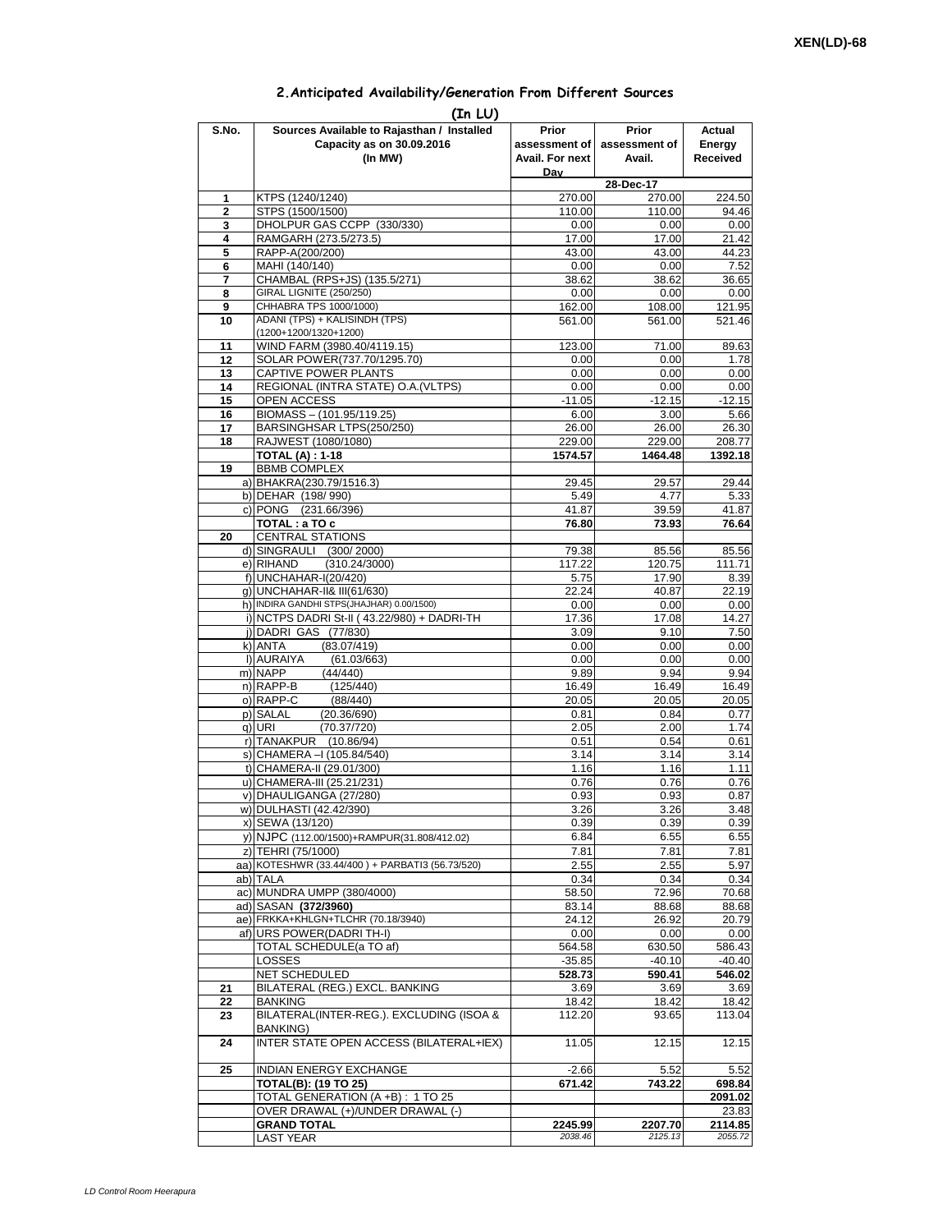## 2.Anticipated Availability/Generation From Different Sources

(In LU)

| S.No. | Sources Available to Rajasthan / Installed Capacity as on 30.09.2016 (In MW) | Prior assessment of Avail. For next Day | Prior assessment of Avail. | Actual Energy Received |
|---|---|---|---|---|
| | | | 28-Dec-17 | |
| 1 | KTPS (1240/1240) | 270.00 | 270.00 | 224.50 |
| 2 | STPS (1500/1500) | 110.00 | 110.00 | 94.46 |
| 3 | DHOLPUR GAS CCPP (330/330) | 0.00 | 0.00 | 0.00 |
| 4 | RAMGARH (273.5/273.5) | 17.00 | 17.00 | 21.42 |
| 5 | RAPP-A(200/200) | 43.00 | 43.00 | 44.23 |
| 6 | MAHI (140/140) | 0.00 | 0.00 | 7.52 |
| 7 | CHAMBAL (RPS+JS) (135.5/271) | 38.62 | 38.62 | 36.65 |
| 8 | GIRAL LIGNITE (250/250) | 0.00 | 0.00 | 0.00 |
| 9 | CHHABRA TPS 1000/1000) | 162.00 | 108.00 | 121.95 |
| 10 | ADANI (TPS) + KALISINDH (TPS) (1200+1200/1320+1200) | 561.00 | 561.00 | 521.46 |
| 11 | WIND FARM (3980.40/4119.15) | 123.00 | 71.00 | 89.63 |
| 12 | SOLAR POWER(737.70/1295.70) | 0.00 | 0.00 | 1.78 |
| 13 | CAPTIVE POWER PLANTS | 0.00 | 0.00 | 0.00 |
| 14 | REGIONAL (INTRA STATE) O.A.(VLTPS) | 0.00 | 0.00 | 0.00 |
| 15 | OPEN ACCESS | -11.05 | -12.15 | -12.15 |
| 16 | BIOMASS – (101.95/119.25) | 6.00 | 3.00 | 5.66 |
| 17 | BARSINGHSAR LTPS(250/250) | 26.00 | 26.00 | 26.30 |
| 18 | RAJWEST (1080/1080) | 229.00 | 229.00 | 208.77 |
| | **TOTAL (A) : 1-18** | **1574.57** | **1464.48** | **1392.18** |
| 19 | BBMB COMPLEX | | | |
| | a) BHAKRA(230.79/1516.3) | 29.45 | 29.57 | 29.44 |
| | b) DEHAR (198/ 990) | 5.49 | 4.77 | 5.33 |
| | c) PONG (231.66/396) | 41.87 | 39.59 | 41.87 |
| | **TOTAL : a TO c** | **76.80** | **73.93** | **76.64** |
| 20 | CENTRAL STATIONS | | | |
| | d) SINGRAULI (300/ 2000) | 79.38 | 85.56 | 85.56 |
| | e) RIHAND (310.24/3000) | 117.22 | 120.75 | 111.71 |
| | f) UNCHAHAR-I(20/420) | 5.75 | 17.90 | 8.39 |
| | g) UNCHAHAR-II& III(61/630) | 22.24 | 40.87 | 22.19 |
| | h) INDIRA GANDHI STPS(JHAJHAR) 0.00/1500) | 0.00 | 0.00 | 0.00 |
| | i) NCTPS DADRI St-II ( 43.22/980) + DADRI-TH | 17.36 | 17.08 | 14.27 |
| | j) DADRI GAS (77/830) | 3.09 | 9.10 | 7.50 |
| | k) ANTA (83.07/419) | 0.00 | 0.00 | 0.00 |
| | l) AURAIYA (61.03/663) | 0.00 | 0.00 | 0.00 |
| | m) NAPP (44/440) | 9.89 | 9.94 | 9.94 |
| | n) RAPP-B (125/440) | 16.49 | 16.49 | 16.49 |
| | o) RAPP-C (88/440) | 20.05 | 20.05 | 20.05 |
| | p) SALAL (20.36/690) | 0.81 | 0.84 | 0.77 |
| | q) URI (70.37/720) | 2.05 | 2.00 | 1.74 |
| | r) TANAKPUR (10.86/94) | 0.51 | 0.54 | 0.61 |
| | s) CHAMERA –I (105.84/540) | 3.14 | 3.14 | 3.14 |
| | t) CHAMERA-II (29.01/300) | 1.16 | 1.16 | 1.11 |
| | u) CHAMERA-III (25.21/231) | 0.76 | 0.76 | 0.76 |
| | v) DHAULIGANGA (27/280) | 0.93 | 0.93 | 0.87 |
| | w) DULHASTI (42.42/390) | 3.26 | 3.26 | 3.48 |
| | x) SEWA (13/120) | 0.39 | 0.39 | 0.39 |
| | y) NJPC (112.00/1500)+RAMPUR(31.808/412.02) | 6.84 | 6.55 | 6.55 |
| | z) TEHRI (75/1000) | 7.81 | 7.81 | 7.81 |
| | aa) KOTESHWR (33.44/400 ) + PARBATI3 (56.73/520) | 2.55 | 2.55 | 5.97 |
| | ab) TALA | 0.34 | 0.34 | 0.34 |
| | ac) MUNDRA UMPP (380/4000) | 58.50 | 72.96 | 70.68 |
| | ad) SASAN **(372/3960)** | 83.14 | 88.68 | 88.68 |
| | ae) FRKKA+KHLGN+TLCHR (70.18/3940) | 24.12 | 26.92 | 20.79 |
| | af) URS POWER(DADRI TH-I) | 0.00 | 0.00 | 0.00 |
| | TOTAL SCHEDULE(a TO af) | 564.58 | 630.50 | 586.43 |
| | LOSSES | -35.85 | -40.10 | -40.40 |
| | NET SCHEDULED | **528.73** | **590.41** | **546.02** |
| 21 | BILATERAL (REG.) EXCL. BANKING | 3.69 | 3.69 | 3.69 |
| 22 | BANKING | 18.42 | 18.42 | 18.42 |
| 23 | BILATERAL(INTER-REG.). EXCLUDING (ISOA & BANKING) | 112.20 | 93.65 | 113.04 |
| 24 | INTER STATE OPEN ACCESS (BILATERAL+IEX) | 11.05 | 12.15 | 12.15 |
| 25 | INDIAN ENERGY EXCHANGE | -2.66 | 5.52 | 5.52 |
| | **TOTAL(B): (19 TO 25)** | **671.42** | **743.22** | **698.84** |
| | TOTAL GENERATION (A +B) : 1 TO 25 | | | **2091.02** |
| | OVER DRAWAL (+)/UNDER DRAWAL (-) | | | 23.83 |
| | **GRAND TOTAL** | **2245.99** | **2207.70** | **2114.85** |
| | LAST YEAR | *2038.46* | *2125.13* | *2055.72* |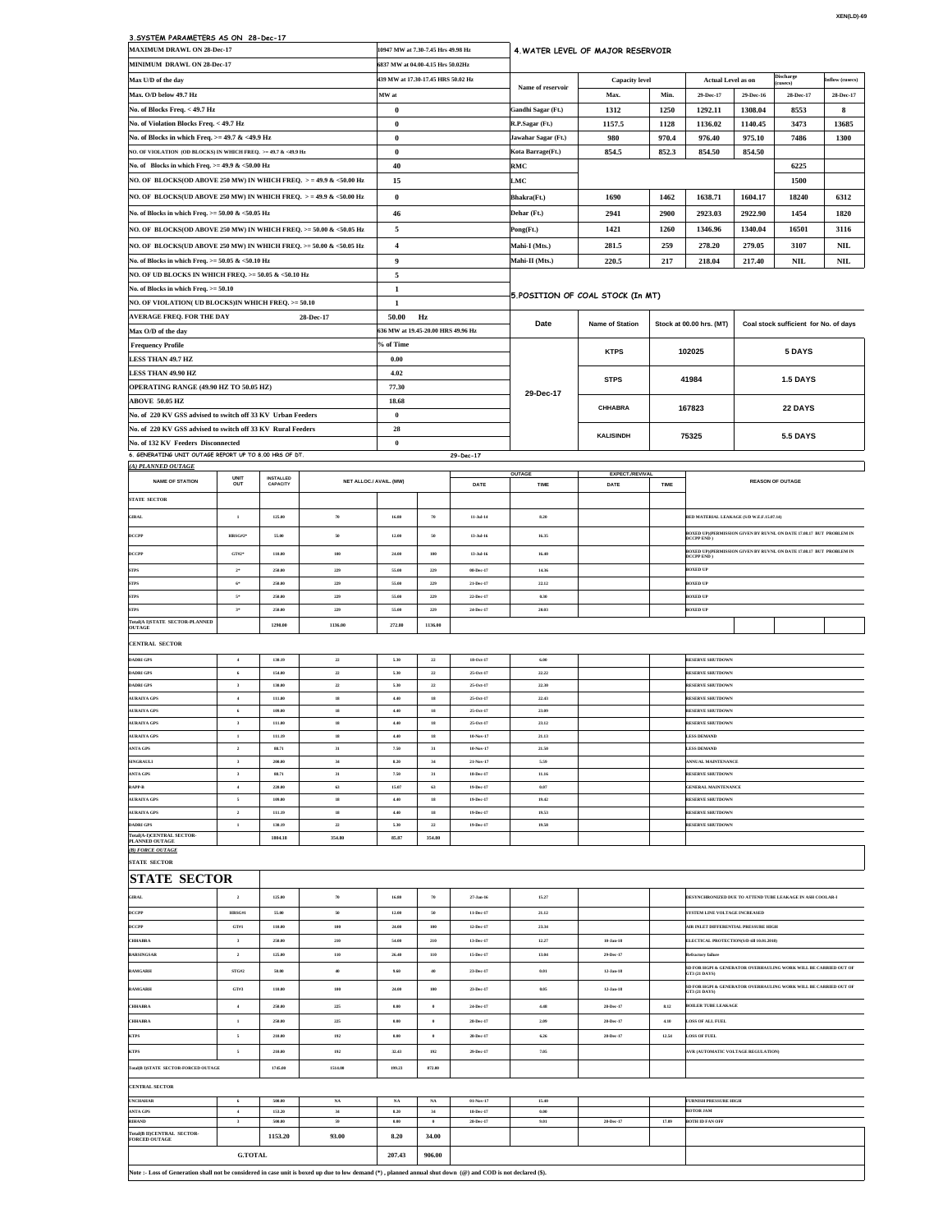## 3.SYSTEM PARAMETERS AS ON 28-Dec-17

| | |
|---|---|
| MAXIMUM DRAWL ON 28-Dec-17 | 10947 MW at 7.30-7.45 Hrs 49.98 Hz |
| MINIMUM DRAWL ON 28-Dec-17 | 6837 MW at 04.00-4.15 Hrs 50.02Hz |
| Max U/D of the day | 439 MW at 17.30-17.45 HRS 50.02 Hz |
| Max. O/D below 49.7 Hz | MW at |
| No. of Blocks Freq. < 49.7 Hz | 0 |
| No. of Violation Blocks Freq. < 49.7 Hz | 0 |
| No. of Blocks in which Freq. >= 49.7 & <49.9 Hz | 0 |
| NO. OF VIOLATION (OD BLOCKS) IN WHICH FREQ. >= 49.7 & <49.9 Hz | 0 |
| No. of Blocks in which Freq. >= 49.9 & <50.00 Hz | 40 |
| NO. OF BLOCKS(OD ABOVE 250 MW) IN WHICH FREQ. > = 49.9 & <50.00 Hz | 15 |
| NO. OF BLOCKS(UD ABOVE 250 MW) IN WHICH FREQ. > = 49.9 & <50.00 Hz | 0 |
| No. of Blocks in which Freq. >= 50.00 & <50.05 Hz | 46 |
| NO. OF BLOCKS(OD ABOVE 250 MW) IN WHICH FREQ. >= 50.00 & <50.05 Hz | 5 |
| NO. OF BLOCKS(UD ABOVE 250 MW) IN WHICH FREQ. >= 50.00 & <50.05 Hz | 4 |
| No. of Blocks in which Freq. >= 50.05 & <50.10 Hz | 9 |
| NO. OF UD BLOCKS IN WHICH FREQ. >= 50.05 & <50.10 Hz | 5 |
| No. of Blocks in which Freq. >= 50.10 | 1 |
| NO. OF VIOLATION( UD BLOCKS)IN WHICH FREQ. >= 50.10 | 1 |
| AVERAGE FREQ. FOR THE DAY 28-Dec-17 | 50.00 Hz |
| Max O/D of the day | 636 MW at 19.45-20.00 HRS 49.96 Hz |
| Frequency Profile | % of Time |
| LESS THAN 49.7 HZ | 0.00 |
| LESS THAN 49.90 HZ | 4.02 |
| OPERATING RANGE (49.90 HZ TO 50.05 HZ) | 77.30 |
| ABOVE 50.05 HZ | 18.68 |
| No. of 220 KV GSS advised to switch off 33 KV Urban Feeders | 0 |
| No. of 220 KV GSS advised to switch off 33 KV Rural Feeders | 28 |
| No. of 132 KV Feeders Disconnected | 0 |

## 4.WATER LEVEL OF MAJOR RESERVOIR

| Name of reservoir | Capacity level | | Actual Level as on | | Discharge (cusecs) | Inflow (cusecs) |
|---|---|---|---|---|---|---|
| | Max. | Min. | 29-Dec-17 | 29-Dec-16 | 28-Dec-17 | 28-Dec-17 |
| Gandhi Sagar (Ft.) | 1312 | 1250 | 1292.11 | 1308.04 | 8553 | 8 |
| R.P.Sagar (Ft.) | 1157.5 | 1128 | 1136.02 | 1140.45 | 3473 | 13685 |
| Jawahar Sagar (Ft.) | 980 | 970.4 | 976.40 | 975.10 | 7486 | 1300 |
| Kota Barrage(Ft.) | 854.5 | 852.3 | 854.50 | 854.50 | | |
| RMC | | | | | 6225 | |
| LMC | | | | | 1500 | |
| Bhakra(Ft.) | 1690 | 1462 | 1638.71 | 1604.17 | 18240 | 6312 |
| Dehar (Ft.) | 2941 | 2900 | 2923.03 | 2922.90 | 1454 | 1820 |
| Pong(Ft.) | 1421 | 1260 | 1346.96 | 1340.04 | 16501 | 3116 |
| Mahi-I (Mts.) | 281.5 | 259 | 278.20 | 279.05 | 3107 | NIL |
| Mahi-II (Mts.) | 220.5 | 217 | 218.04 | 217.40 | NIL | NIL |

## 5.POSITION OF COAL STOCK (In MT)

| Date | Name of Station | Stock at 00.00 hrs. (MT) | Coal stock sufficient for No. of days |
|---|---|---|---|
| 29-Dec-17 | KTPS | 102025 | 5 DAYS |
| | STPS | 41984 | 1.5 DAYS |
| | CHHABRA | 167823 | 22 DAYS |
| | KALISINDH | 75325 | 5.5 DAYS |

## 6. GENERATING UNIT OUTAGE REPORT UP TO 8.00 HRS OF DT. 29-Dec-17

### (A) PLANNED OUTAGE

| NAME OF STATION | UNIT OUT | INSTALLED CAPACITY | NET ALLOC./ AVAIL. (MW) | | | OUTAGE DATE | OUTAGE TIME | EXPECT./REVIVAL DATE | EXPECT./REVIVAL TIME | REASON OF OUTAGE |
|---|---|---|---|---|---|---|---|---|---|---|
| STATE SECTOR | | | | | | | | | | |
| GIRAL | 1 | 125.00 | 70 | 16.00 | 70 | 11-Jul-14 | 8.20 | | | BED MATERIAL LEAKAGE (S/D W.E.F.15.07.14) |
| DCCPP | HRSG#2* | 55.00 | 50 | 12.00 | 50 | 13-Jul-16 | 16.35 | | | BOXED UP(PERMISSION GIVEN BY RUVNL ON DATE 17.08.17 BUT PROBLEM IN DCCPP END ) |
| DCCPP | GT#2* | 110.00 | 100 | 24.00 | 100 | 13-Jul-16 | 16.40 | | | BOXED UP(PERMISSION GIVEN BY RUVNL ON DATE 17.08.17 BUT PROBLEM IN DCCPP END ) |
| STPS | 2* | 250.00 | 229 | 55.00 | 229 | 08-Dec-17 | 14.36 | | | BOXED UP |
| STPS | 6* | 250.00 | 229 | 55.00 | 229 | 21-Dec-17 | 22.12 | | | BOXED UP |
| STPS | 5* | 250.00 | 229 | 55.00 | 229 | 22-Dec-17 | 0.30 | | | BOXED UP |
| STPS | 3* | 250.00 | 229 | 55.00 | 229 | 24-Dec-17 | 20.03 | | | BOXED UP |
| Total(A I)STATE SECTOR-PLANNED OUTAGE | | 1290.00 | 1136.00 | 272.00 | 1136.00 | | | | | |
| CENTRAL SECTOR | | | | | | | | | | |
| DADRI GPS | 4 | 130.19 | 22 | 5.30 | 22 | 18-Oct-17 | 6.00 | | | RESERVE SHUTDOWN |
| DADRI GPS | 6 | 154.00 | 22 | 5.30 | 22 | 25-Oct-17 | 22.22 | | | RESERVE SHUTDOWN |
| DADRI GPS | 3 | 130.00 | 22 | 5.30 | 22 | 25-Oct-17 | 22.30 | | | RESERVE SHUTDOWN |
| AURAIYA GPS | 4 | 111.00 | 18 | 4.40 | 18 | 25-Oct-17 | 22.43 | | | RESERVE SHUTDOWN |
| AURAIYA GPS | 6 | 109.00 | 18 | 4.40 | 18 | 25-Oct-17 | 23.09 | | | RESERVE SHUTDOWN |
| AURAIYA GPS | 3 | 111.00 | 18 | 4.40 | 18 | 25-Oct-17 | 23.12 | | | RESERVE SHUTDOWN |
| AURAIYA GPS | 1 | 111.19 | 18 | 4.40 | 18 | 10-Nov-17 | 21.13 | | | LESS DEMAND |
| ANTA GPS | 2 | 88.71 | 31 | 7.50 | 31 | 10-Nov-17 | 21.50 | | | LESS DEMAND |
| SINGRAULI | 3 | 200.00 | 34 | 8.20 | 34 | 21-Nov-17 | 5.59 | | | ANNUAL MAINTENANCE |
| ANTA GPS | 3 | 88.71 | 31 | 7.50 | 31 | 18-Dec-17 | 11.16 | | | RESERVE SHUTDOWN |
| RAPP-B | 4 | 220.00 | 63 | 15.07 | 63 | 19-Dec-17 | 0.07 | | | GENERAL MAINTENANCE |
| AURAIYA GPS | 5 | 109.00 | 18 | 4.40 | 18 | 19-Dec-17 | 19.42 | | | RESERVE SHUTDOWN |
| AURAIYA GPS | 2 | 111.19 | 18 | 4.40 | 18 | 19-Dec-17 | 19.53 | | | RESERVE SHUTDOWN |
| DADRI GPS | 1 | 130.19 | 22 | 5.30 | 22 | 19-Dec-17 | 19.58 | | | RESERVE SHUTDOWN |
| Total(A-I)CENTRAL SECTOR-PLANNED OUTAGE | | 1804.18 | 354.00 | 85.07 | 354.00 | | | | | |

### (B) FORCE OUTAGE

STATE SECTOR

## STATE SECTOR

| NAME OF STATION | UNIT OUT | INSTALLED CAPACITY | NET ALLOC./ AVAIL. (MW) | | | OUTAGE DATE | OUTAGE TIME | EXPECT./REVIVAL DATE | EXPECT./REVIVAL TIME | REASON OF OUTAGE |
|---|---|---|---|---|---|---|---|---|---|---|
| GIRAL | 2 | 125.00 | 70 | 16.00 | 70 | 27-Jan-16 | 15.27 | | | DESYNCHRONIZED DUE TO ATTEND TUBE LEAKAGE IN ASH COOLAR-I |
| DCCPP | HRSG#1 | 55.00 | 50 | 12.00 | 50 | 11-Dec-17 | 21.12 | | | SYSTEM LINE VOLTAGE INCREASED |
| DCCPP | GT#1 | 110.00 | 100 | 24.00 | 100 | 12-Dec-17 | 23.14 | | | AIR INLET DIFFERENTIAL PRESSURE HIGH |
| CHHABRA | 3 | 250.00 | 210 | 54.00 | 210 | 13-Dec-17 | 12.27 | 10-Jan-18 | | ELECTICAL PROTECTION(S/D till 10.01.2018) |
| BARSINGSAR | 2 | 125.00 | 110 | 26.40 | 110 | 15-Dec-17 | 13.04 | 29-Dec-17 | | Refractory failure |
| RAMGARH | STG#2 | 50.00 | 40 | 9.60 | 40 | 23-Dec-17 | 0.01 | 12-Jan-18 | | SD FOR HGPI & GENERATOR OVERHAULING WORK WILL BE CARRIED OUT OF GT3 (21 DAYS) |
| RAMGARH | GT#3 | 110.00 | 100 | 24.00 | 100 | 23-Dec-17 | 0.05 | 12-Jan-18 | | SD FOR HGPI & GENERATOR OVERHAULING WORK WILL BE CARRIED OUT OF GT3 (21 DAYS) |
| CHHABRA | 4 | 250.00 | 225 | 0.00 | 0 | 24-Dec-17 | 4.48 | 28-Dec-17 | 8.12 | BOILER TUBE LEAKAGE |
| CHHABRA | 1 | 250.00 | 225 | 0.00 | 0 | 28-Dec-17 | 2.09 | 28-Dec-17 | 4.10 | LOSS OF ALL FUEL |
| KTPS | 5 | 210.00 | 192 | 0.00 | 0 | 28-Dec-17 | 6.26 | 28-Dec-17 | 12.54 | LOSS OF FUEL |
| KTPS | 5 | 210.00 | 192 | 33.43 | 192 | 29-Dec-17 | 7.05 | | | AVR (AUTOMATIC VOLTAGE REGULATION) |
| Total(B I)STATE SECTOR-FORCED OUTAGE | | 1745.00 | 1514.00 | 199.23 | 872.00 | | | | | |
| CENTRAL SECTOR | | | | | | | | | | |
| UNCHAHAR | 6 | 500.00 | NA | NA | NA | 01-Nov-17 | 15.40 | | | FURNISH PRESSURE HIGH |
| ANTA GPS | 4 | 153.20 | 34 | 8.20 | 34 | 18-Dec-17 | 0.00 | | | ROTOR JAM |
| RIHAND | 3 | 500.00 | 59 | 0.00 | 0 | 28-Dec-17 | 9.01 | 28-Dec-17 | 17.09 | BOTH ID FAN OFF |
| Total(B II)CENTRAL SECTOR-FORCED OUTAGE | | 1153.20 | 93.00 | 8.20 | 34.00 | | | | | |
| G.TOTAL | | | | 207.43 | 906.00 | | | | | |

Note :- Loss of Generation shall not be considered in case unit is boxed up due to low demand (*) , planned annual shut down (@) and COD is not declared ($).